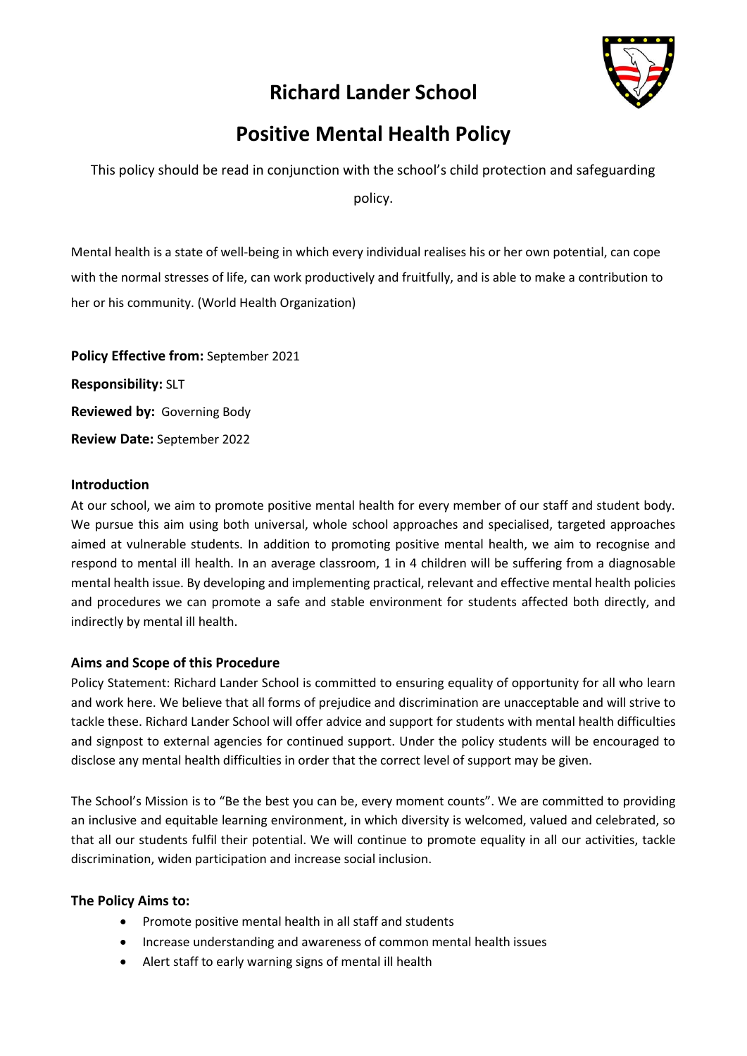# Richard Lander School

# Positive Mental Health Policy

This policy should be read in conjunction with the school's child protection and safeguarding policy.

Mental health is a state of well-being in which every individual realises his or her own potential, can cope with the normal stresses of life, can work productively and fruitfully, and is able to make a contribution to her or his community. (World Health Organization)

**Policy Effective from:** September 2021

**Responsibility:** SLT

**Reviewed by:** Governing Body

**Review Date:** September 2022

### Introduction

At our school, we aim to promote positive mental health for every member of our staff and student body. We pursue this aim using both universal, whole school approaches and specialised, targeted approaches aimed at vulnerable students. In addition to promoting positive mental health, we aim to recognise and respond to mental ill health. In an average classroom, 1 in 4 children will be suffering from a diagnosable mental health issue. By developing and implementing practical, relevant and effective mental health policies and procedures we can promote a safe and stable environment for students affected both directly, and indirectly by mental ill health.

### Aims and Scope of this Procedure

Policy Statement: Richard Lander School is committed to ensuring equality of opportunity for all who learn and work here. We believe that all forms of prejudice and discrimination are unacceptable and will strive to tackle these. Richard Lander School will offer advice and support for students with mental health difficulties and signpost to external agencies for continued support. Under the policy students will be encouraged to disclose any mental health difficulties in order that the correct level of support may be given.

The School's Mission is to "Be the best you can be, every moment counts". We are committed to providing an inclusive and equitable learning environment, in which diversity is welcomed, valued and celebrated, so that all our students fulfil their potential. We will continue to promote equality in all our activities, tackle discrimination, widen participation and increase social inclusion.

### The Policy Aims to:

- Promote positive mental health in all staff and students
- Increase understanding and awareness of common mental health issues
- Alert staff to early warning signs of mental ill health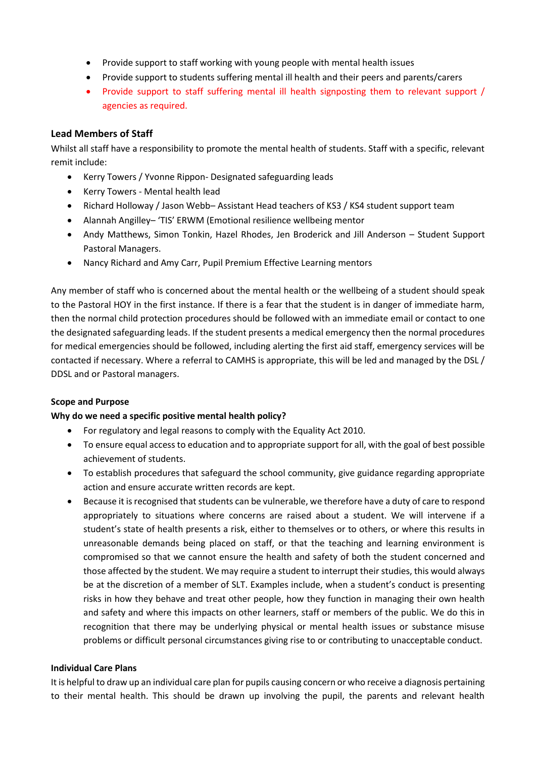- Provide support to staff working with young people with mental health issues
- Provide support to students suffering mental ill health and their peers and parents/carers
- Provide support to staff suffering mental ill health signposting them to relevant support / agencies as required.

### Lead Members of Staff

Whilst all staff have a responsibility to promote the mental health of students. Staff with a specific, relevant remit include:

- Kerry Towers / Yvonne Rippon- Designated safeguarding leads
- Kerry Towers - Mental health lead
- Richard Holloway / Jason Webb– Assistant Head teachers of KS3 / KS4 student support team
- Alannah Angilley– 'TIS' ERWM (Emotional resilience wellbeing mentor
- Andy Matthews, Simon Tonkin, Hazel Rhodes, Jen Broderick and Jill Anderson – Student Support Pastoral Managers.
- Nancy Richard and Amy Carr, Pupil Premium Effective Learning mentors

Any member of staff who is concerned about the mental health or the wellbeing of a student should speak to the Pastoral HOY in the first instance. If there is a fear that the student is in danger of immediate harm, then the normal child protection procedures should be followed with an immediate email or contact to one the designated safeguarding leads. If the student presents a medical emergency then the normal procedures for medical emergencies should be followed, including alerting the first aid staff, emergency services will be contacted if necessary. Where a referral to CAMHS is appropriate, this will be led and managed by the DSL / DDSL and or Pastoral managers.

**Scope and Purpose**

**Why do we need a specific positive mental health policy?**

- For regulatory and legal reasons to comply with the Equality Act 2010.
- To ensure equal access to education and to appropriate support for all, with the goal of best possible achievement of students.
- To establish procedures that safeguard the school community, give guidance regarding appropriate action and ensure accurate written records are kept.
- Because it is recognised that students can be vulnerable, we therefore have a duty of care to respond appropriately to situations where concerns are raised about a student. We will intervene if a student's state of health presents a risk, either to themselves or to others, or where this results in unreasonable demands being placed on staff, or that the teaching and learning environment is compromised so that we cannot ensure the health and safety of both the student concerned and those affected by the student. We may require a student to interrupt their studies, this would always be at the discretion of a member of SLT. Examples include, when a student's conduct is presenting risks in how they behave and treat other people, how they function in managing their own health and safety and where this impacts on other learners, staff or members of the public. We do this in recognition that there may be underlying physical or mental health issues or substance misuse problems or difficult personal circumstances giving rise to or contributing to unacceptable conduct.

**Individual Care Plans**

It is helpful to draw up an individual care plan for pupils causing concern or who receive a diagnosis pertaining to their mental health. This should be drawn up involving the pupil, the parents and relevant health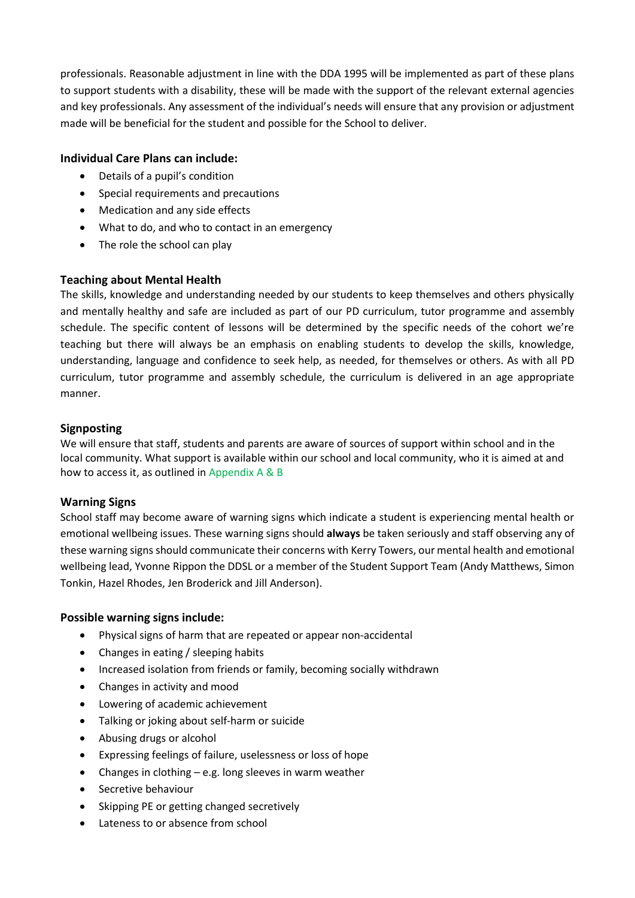professionals. Reasonable adjustment in line with the DDA 1995 will be implemented as part of these plans to support students with a disability, these will be made with the support of the relevant external agencies and key professionals. Any assessment of the individual's needs will ensure that any provision or adjustment made will be beneficial for the student and possible for the School to deliver.

### Individual Care Plans can include:

- Details of a pupil's condition
- Special requirements and precautions
- Medication and any side effects
- What to do, and who to contact in an emergency
- The role the school can play

### Teaching about Mental Health

The skills, knowledge and understanding needed by our students to keep themselves and others physically and mentally healthy and safe are included as part of our PD curriculum, tutor programme and assembly schedule. The specific content of lessons will be determined by the specific needs of the cohort we're teaching but there will always be an emphasis on enabling students to develop the skills, knowledge, understanding, language and confidence to seek help, as needed, for themselves or others. As with all PD curriculum, tutor programme and assembly schedule, the curriculum is delivered in an age appropriate manner.

### Signposting

We will ensure that staff, students and parents are aware of sources of support within school and in the local community. What support is available within our school and local community, who it is aimed at and how to access it, as outlined in Appendix A & B

### Warning Signs

School staff may become aware of warning signs which indicate a student is experiencing mental health or emotional wellbeing issues. These warning signs should **always** be taken seriously and staff observing any of these warning signs should communicate their concerns with Kerry Towers, our mental health and emotional wellbeing lead, Yvonne Rippon the DDSL or a member of the Student Support Team (Andy Matthews, Simon Tonkin, Hazel Rhodes, Jen Broderick and Jill Anderson).

### Possible warning signs include:

- Physical signs of harm that are repeated or appear non-accidental
- Changes in eating / sleeping habits
- Increased isolation from friends or family, becoming socially withdrawn
- Changes in activity and mood
- Lowering of academic achievement
- Talking or joking about self-harm or suicide
- Abusing drugs or alcohol
- Expressing feelings of failure, uselessness or loss of hope
- Changes in clothing – e.g. long sleeves in warm weather
- Secretive behaviour
- Skipping PE or getting changed secretively
- Lateness to or absence from school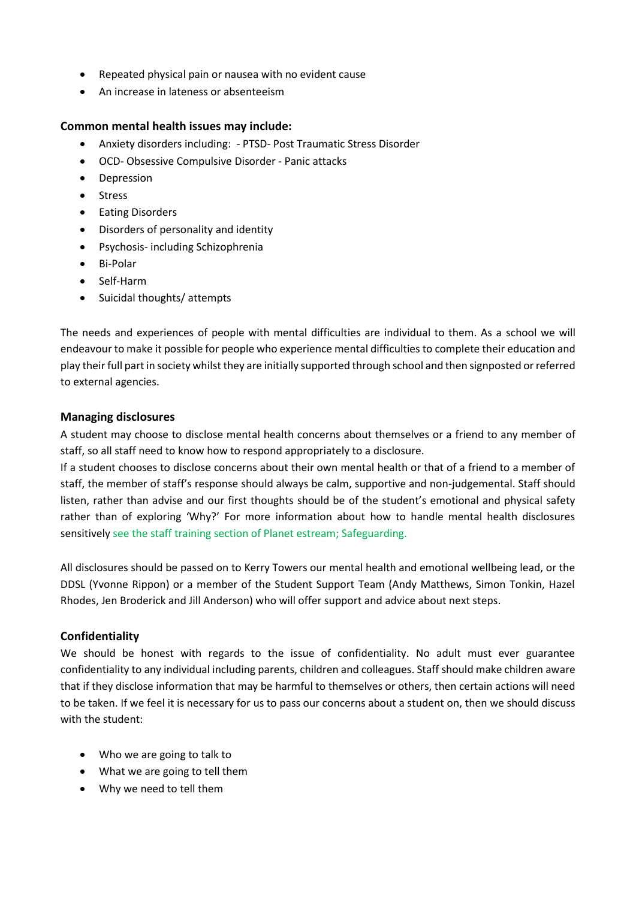- Repeated physical pain or nausea with no evident cause
- An increase in lateness or absenteeism

**Common mental health issues may include:**

- Anxiety disorders including: - PTSD- Post Traumatic Stress Disorder
- OCD- Obsessive Compulsive Disorder - Panic attacks
- Depression
- Stress
- Eating Disorders
- Disorders of personality and identity
- Psychosis- including Schizophrenia
- Bi-Polar
- Self-Harm
- Suicidal thoughts/ attempts

The needs and experiences of people with mental difficulties are individual to them. As a school we will endeavour to make it possible for people who experience mental difficulties to complete their education and play their full part in society whilst they are initially supported through school and then signposted or referred to external agencies.

### Managing disclosures

A student may choose to disclose mental health concerns about themselves or a friend to any member of staff, so all staff need to know how to respond appropriately to a disclosure.

If a student chooses to disclose concerns about their own mental health or that of a friend to a member of staff, the member of staff's response should always be calm, supportive and non-judgemental. Staff should listen, rather than advise and our first thoughts should be of the student's emotional and physical safety rather than of exploring 'Why?' For more information about how to handle mental health disclosures sensitively see the staff training section of Planet estream; Safeguarding.

All disclosures should be passed on to Kerry Towers our mental health and emotional wellbeing lead, or the DDSL (Yvonne Rippon) or a member of the Student Support Team (Andy Matthews, Simon Tonkin, Hazel Rhodes, Jen Broderick and Jill Anderson) who will offer support and advice about next steps.

### Confidentiality

We should be honest with regards to the issue of confidentiality. No adult must ever guarantee confidentiality to any individual including parents, children and colleagues. Staff should make children aware that if they disclose information that may be harmful to themselves or others, then certain actions will need to be taken. If we feel it is necessary for us to pass our concerns about a student on, then we should discuss with the student:

- Who we are going to talk to
- What we are going to tell them
- Why we need to tell them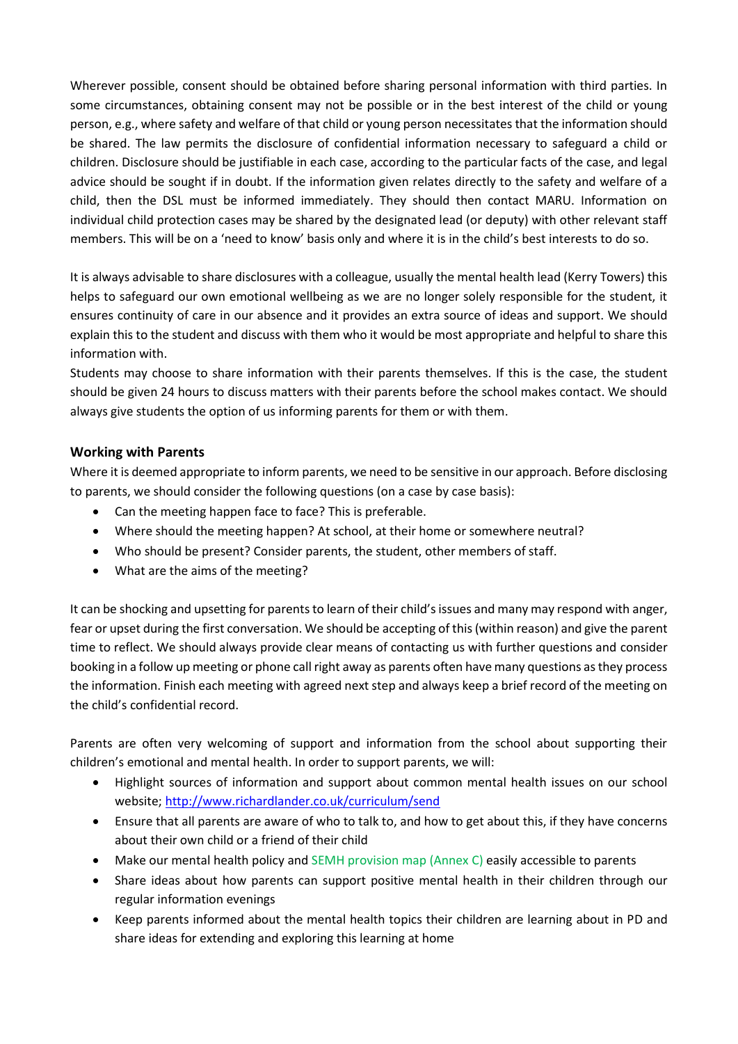Wherever possible, consent should be obtained before sharing personal information with third parties. In some circumstances, obtaining consent may not be possible or in the best interest of the child or young person, e.g., where safety and welfare of that child or young person necessitates that the information should be shared. The law permits the disclosure of confidential information necessary to safeguard a child or children. Disclosure should be justifiable in each case, according to the particular facts of the case, and legal advice should be sought if in doubt. If the information given relates directly to the safety and welfare of a child, then the DSL must be informed immediately. They should then contact MARU. Information on individual child protection cases may be shared by the designated lead (or deputy) with other relevant staff members. This will be on a 'need to know' basis only and where it is in the child's best interests to do so.

It is always advisable to share disclosures with a colleague, usually the mental health lead (Kerry Towers) this helps to safeguard our own emotional wellbeing as we are no longer solely responsible for the student, it ensures continuity of care in our absence and it provides an extra source of ideas and support. We should explain this to the student and discuss with them who it would be most appropriate and helpful to share this information with.
Students may choose to share information with their parents themselves. If this is the case, the student should be given 24 hours to discuss matters with their parents before the school makes contact. We should always give students the option of us informing parents for them or with them.

### Working with Parents

Where it is deemed appropriate to inform parents, we need to be sensitive in our approach. Before disclosing to parents, we should consider the following questions (on a case by case basis):

- Can the meeting happen face to face? This is preferable.
- Where should the meeting happen? At school, at their home or somewhere neutral?
- Who should be present? Consider parents, the student, other members of staff.
- What are the aims of the meeting?

It can be shocking and upsetting for parents to learn of their child's issues and many may respond with anger, fear or upset during the first conversation. We should be accepting of this (within reason) and give the parent time to reflect. We should always provide clear means of contacting us with further questions and consider booking in a follow up meeting or phone call right away as parents often have many questions as they process the information. Finish each meeting with agreed next step and always keep a brief record of the meeting on the child's confidential record.

Parents are often very welcoming of support and information from the school about supporting their children's emotional and mental health. In order to support parents, we will:

- Highlight sources of information and support about common mental health issues on our school website; [http://www.richardlander.co.uk/curriculum/send](http://www.richardlander.co.uk/curriculum/send)
- Ensure that all parents are aware of who to talk to, and how to get about this, if they have concerns about their own child or a friend of their child
- Make our mental health policy and SEMH provision map (Annex C) easily accessible to parents
- Share ideas about how parents can support positive mental health in their children through our regular information evenings
- Keep parents informed about the mental health topics their children are learning about in PD and share ideas for extending and exploring this learning at home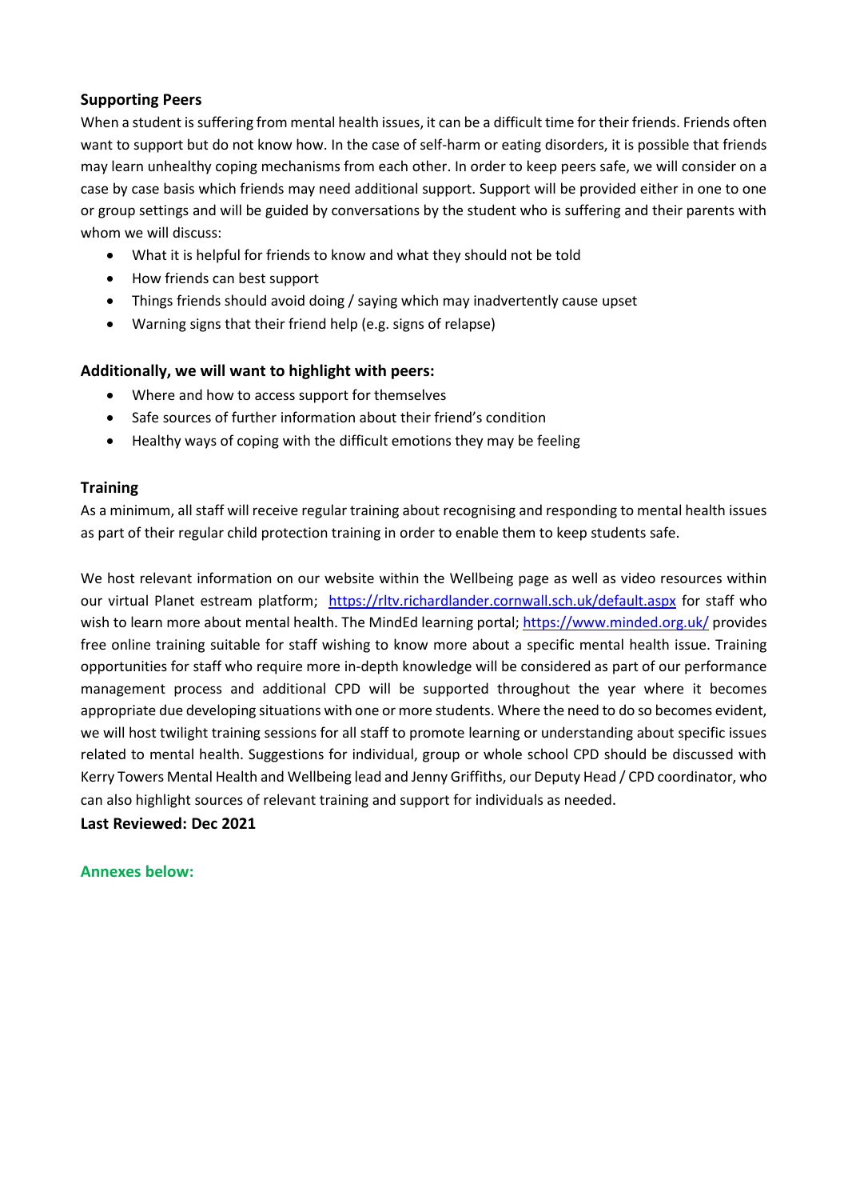### Supporting Peers

When a student is suffering from mental health issues, it can be a difficult time for their friends. Friends often want to support but do not know how. In the case of self-harm or eating disorders, it is possible that friends may learn unhealthy coping mechanisms from each other. In order to keep peers safe, we will consider on a case by case basis which friends may need additional support. Support will be provided either in one to one or group settings and will be guided by conversations by the student who is suffering and their parents with whom we will discuss:

- What it is helpful for friends to know and what they should not be told
- How friends can best support
- Things friends should avoid doing / saying which may inadvertently cause upset
- Warning signs that their friend help (e.g. signs of relapse)

### Additionally, we will want to highlight with peers:

- Where and how to access support for themselves
- Safe sources of further information about their friend's condition
- Healthy ways of coping with the difficult emotions they may be feeling

### Training

As a minimum, all staff will receive regular training about recognising and responding to mental health issues as part of their regular child protection training in order to enable them to keep students safe.

We host relevant information on our website within the Wellbeing page as well as video resources within our virtual Planet estream platform; [https://rltv.richardlander.cornwall.sch.uk/default.aspx](https://rltv.richardlander.cornwall.sch.uk/default.aspx) for staff who wish to learn more about mental health. The MindEd learning portal; [https://www.minded.org.uk/](https://www.minded.org.uk/) provides free online training suitable for staff wishing to know more about a specific mental health issue. Training opportunities for staff who require more in-depth knowledge will be considered as part of our performance management process and additional CPD will be supported throughout the year where it becomes appropriate due developing situations with one or more students. Where the need to do so becomes evident, we will host twilight training sessions for all staff to promote learning or understanding about specific issues related to mental health. Suggestions for individual, group or whole school CPD should be discussed with Kerry Towers Mental Health and Wellbeing lead and Jenny Griffiths, our Deputy Head / CPD coordinator, who can also highlight sources of relevant training and support for individuals as needed.

**Last Reviewed: Dec 2021**

**Annexes below:**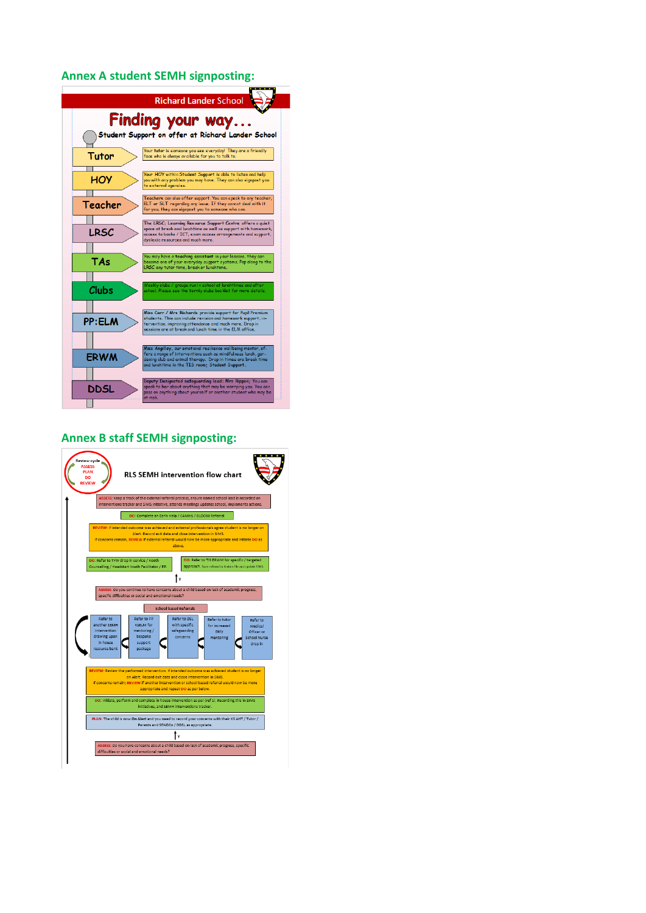## Annex A student SEMH signposting:

**Richard Lander School**

# Finding your way...

**Student Support on offer at Richard Lander School**

- **Tutor** — Your tutor is someone you see everyday! They are a friendly face who is always available for you to talk to.
- **HOY** — Your HOY within Student Support is able to listen and help you with any problem you may have. They can also signpost you to external agencies.
- **Teacher** — Teachers can also offer support. You can speak to any teacher, ELT or SLT regarding any issue. If they cannot deal with it for you, they can signpost you to someone who can.
- **LRSC** — The LRSC; Learning Resource Support Centre offers a quiet space at break and lunchtime as well as support with homework, access to books / ICT, exam access arrangements and support, dyslexia resources and much more.
- **TAs** — You may have a teaching assistant in your lessons, they can become one of your everyday support systems. Pop along to the LRSC any tutor time, break or lunchtime.
- **Clubs** — Weekly clubs / groups run in school at lunchtimes and after school. Please see the termly clubs booklet for more details.
- **PP:ELM** — Miss Carr / Mrs Richards provide support for Pupil Premium students. This can include revision and homework support, intervention, improving attendance and much more. Drop in sessions are at break and lunch time in the ELM office.
- **ERWM** — Miss Angilley, our emotional resilience well being mentor, offers a range of interventions such as mindfulness lunch, gardening club and animal therapy. Drop in times are break time and lunchtime in the TIS room; Student Support.
- **DDSL** — Deputy Designated safeguarding lead: Mrs Rippon; You can speak to her about anything that may be worrying you. You can pass on anything about yourself or another student who may be at risk.

## Annex B staff SEMH signposting:

**RLS SEMH intervention flow chart**

Review cycle: ASSESS → PLAN → DO → REVIEW

- ASSESS: Keep a track of the external referral process, ensure named school lead is recorded on interventions tracker and SIMS initiative, attends meetings updates school, implements actions.
- DO: Complete an Early Help / CAMHS / BLOOM Referral
- REVIEW: If intended outcome was achieved and external professionals agree student is no longer on Alert. Record exit date and close intervention in SIMS. If concerns remain, REVIEW if external referral would now be more appropriate and initiate DO as above.
- DO: Refer to TYW drop in service / Kooth Counselling / Headstart Youth Facilitator / EP.
- DO: Refer to TIS ERWM for specific / targeted approach. Save referral in G:drive file and update SIMS
- ASSESS: Do you continue to have concerns about a child based on lack of academic progress, specific difficulties or social and emotional needs?
- School based referrals:
  - Refer to another SEMH intervention drawing upon in house resource bank
  - Refer to PP KSELM for mentoring / bespoke support package
  - Refer to DSL with specific safeguarding concerns
  - Refer to tutor for increased daily mentoring
  - Refer to Medical Officer or School Nurse drop in
- REVIEW: Review the performed intervention. If intended outcome was achieved student is no longer on Alert. Record exit date and close intervention in SIMS. If concerns remain; REVIEW if another intervention or school based referral would now be more appropriate and repeat DO as per below.
- DO: Initiate, perform and complete in house intervention as per (ref 1). Recording this in SIMS initiatives, and SEMH interventions tracker.
- PLAN: The child is now On Alert and you need to record your concerns with their KS AHT / Tutor / Parents and SENDCo / DDSL as appropriate.
- ASSESS: Do you have concerns about a child based on lack of academic progress, specific difficulties or social and emotional needs?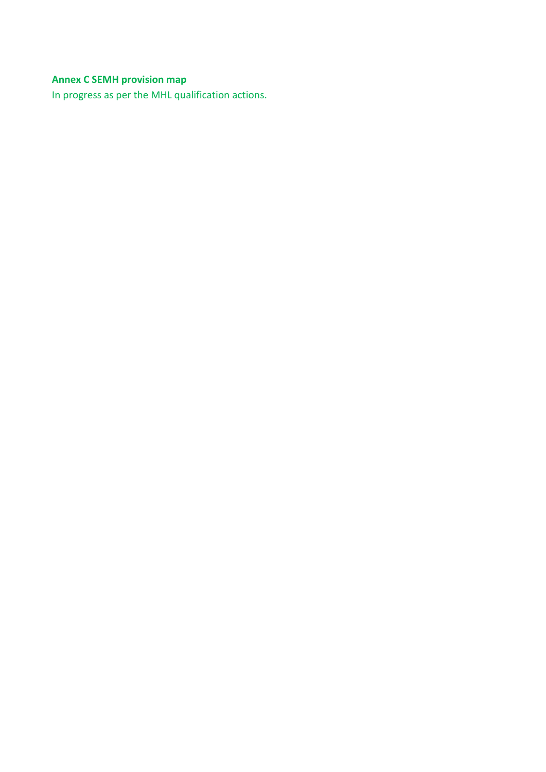**Annex C SEMH provision map**

In progress as per the MHL qualification actions.